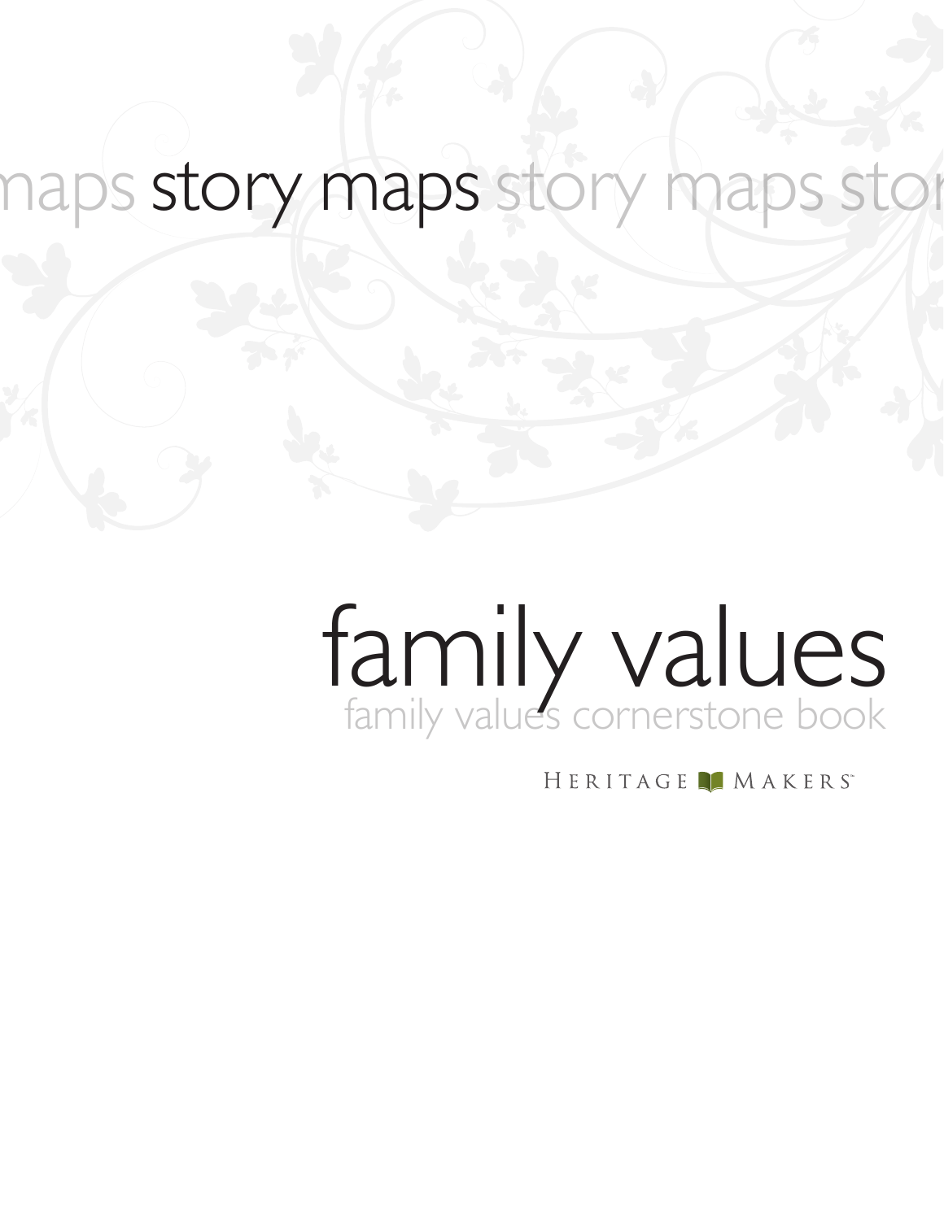story maps

# family values

family values cornerstone book

Heritage Makers℠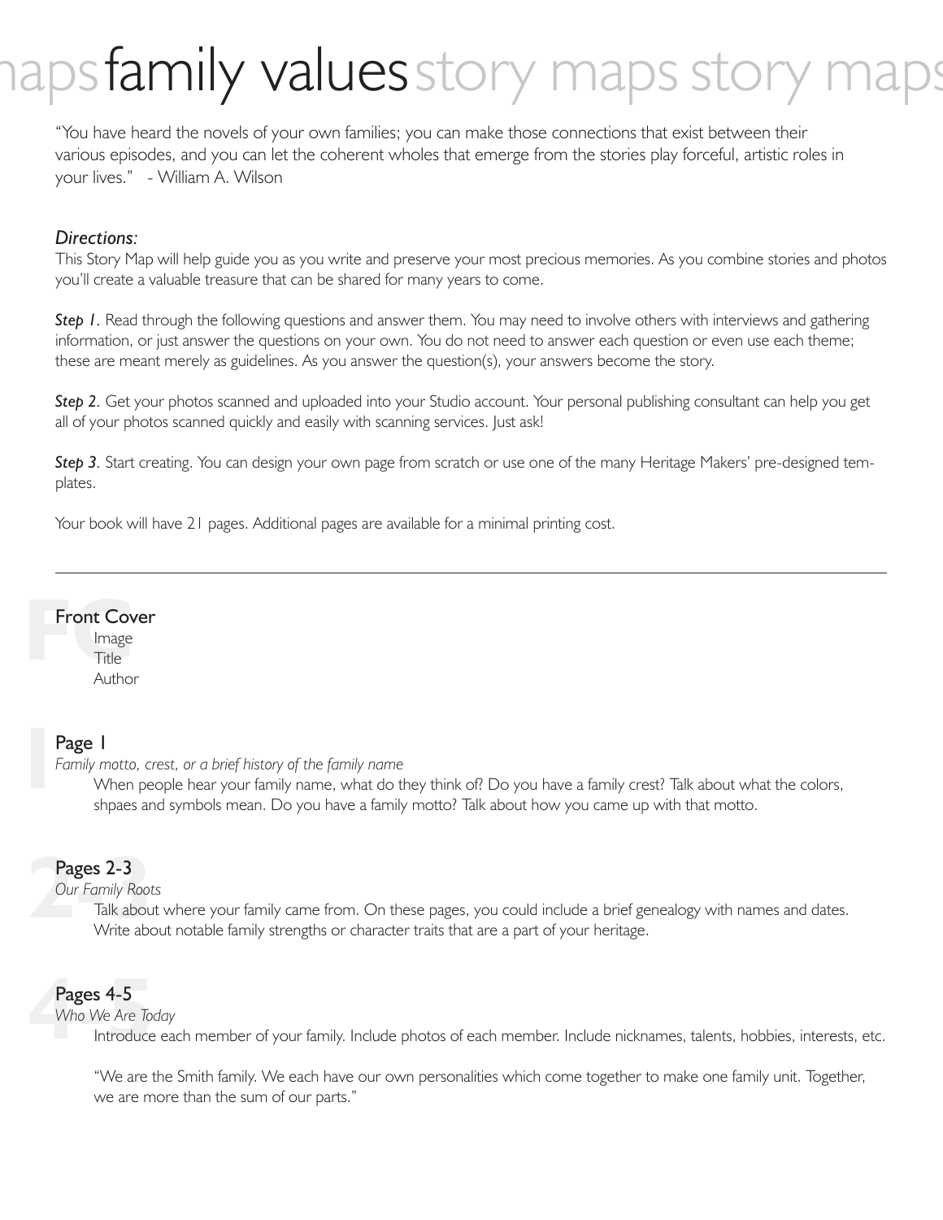# family values

"You have heard the novels of your own families; you can make those connections that exist between their various episodes, and you can let the coherent wholes that emerge from the stories play forceful, artistic roles in your lives." - William A. Wilson

*Directions:*

This Story Map will help guide you as you write and preserve your most precious memories. As you combine stories and photos you'll create a valuable treasure that can be shared for many years to come.

***Step 1***. Read through the following questions and answer them. You may need to involve others with interviews and gathering information, or just answer the questions on your own. You do not need to answer each question or even use each theme; these are meant merely as guidelines. As you answer the question(s), your answers become the story.

***Step 2***. Get your photos scanned and uploaded into your Studio account. Your personal publishing consultant can help you get all of your photos scanned quickly and easily with scanning services. Just ask!

***Step 3***. Start creating. You can design your own page from scratch or use one of the many Heritage Makers' pre-designed templates.

Your book will have 21 pages. Additional pages are available for a minimal printing cost.

---

## Front Cover

- Image
- Title
- Author

## Page 1

*Family motto, crest, or a brief history of the family name*

When people hear your family name, what do they think of? Do you have a family crest? Talk about what the colors, shpaes and symbols mean. Do you have a family motto? Talk about how you came up with that motto.

## Pages 2-3

*Our Family Roots*

Talk about where your family came from. On these pages, you could include a brief genealogy with names and dates. Write about notable family strengths or character traits that are a part of your heritage.

## Pages 4-5

*Who We Are Today*

Introduce each member of your family. Include photos of each member. Include nicknames, talents, hobbies, interests, etc.

"We are the Smith family. We each have our own personalities which come together to make one family unit. Together, we are more than the sum of our parts."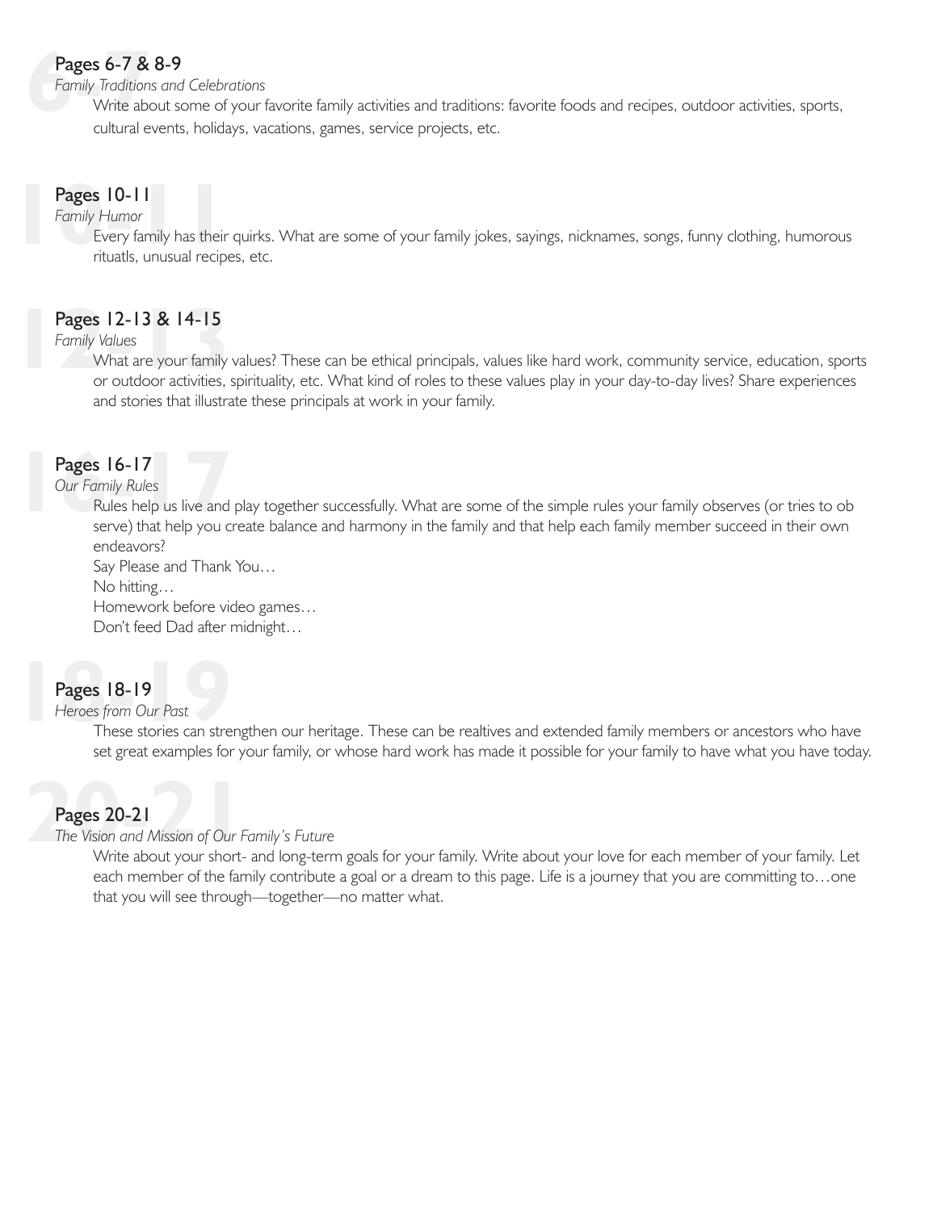## Pages 6-7 & 8-9

*Family Traditions and Celebrations*

Write about some of your favorite family activities and traditions: favorite foods and recipes, outdoor activities, sports, cultural events, holidays, vacations, games, service projects, etc.

## Pages 10-11

*Family Humor*

Every family has their quirks. What are some of your family jokes, sayings, nicknames, songs, funny clothing, humorous rituatls, unusual recipes, etc.

## Pages 12-13 & 14-15

*Family Values*

What are your family values? These can be ethical principals, values like hard work, community service, education, sports or outdoor activities, spirituality, etc. What kind of roles to these values play in your day-to-day lives? Share experiences and stories that illustrate these principals at work in your family.

## Pages 16-17

*Our Family Rules*

Rules help us live and play together successfully. What are some of the simple rules your family observes (or tries to ob serve) that help you create balance and harmony in the family and that help each family member succeed in their own endeavors?

Say Please and Thank You…

No hitting…

Homework before video games…

Don't feed Dad after midnight…

## Pages 18-19

*Heroes from Our Past*

These stories can strengthen our heritage. These can be realtives and extended family members or ancestors who have set great examples for your family, or whose hard work has made it possible for your family to have what you have today.

## Pages 20-21

*The Vision and Mission of Our Family's Future*

Write about your short- and long-term goals for your family. Write about your love for each member of your family. Let each member of the family contribute a goal or a dream to this page. Life is a journey that you are committing to…one that you will see through—together—no matter what.